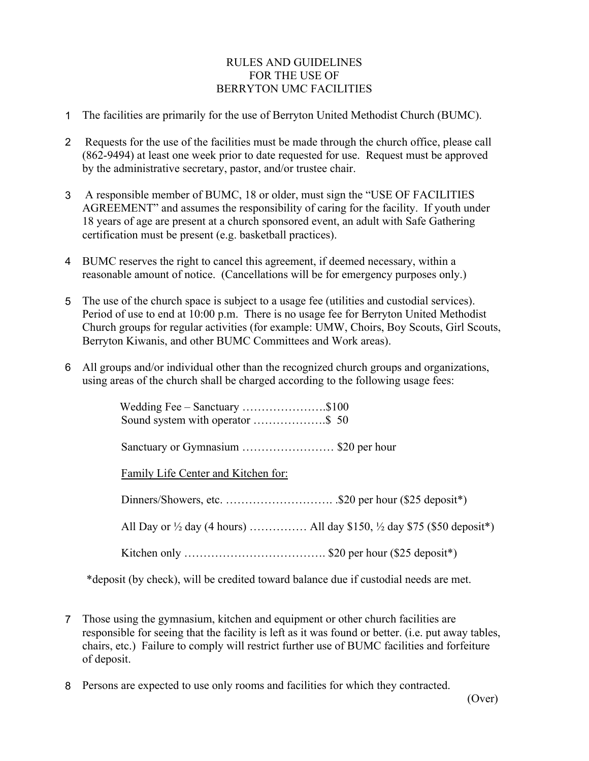# RULES AND GUIDELINES FOR THE USE OF BERRYTON UMC FACILITIES

1. The facilities are primarily for the use of Berryton United Methodist Church (BUMC).

2. Requests for the use of the facilities must be made through the church office, please call (862-9494) at least one week prior to date requested for use. Request must be approved by the administrative secretary, pastor, and/or trustee chair.

3. A responsible member of BUMC, 18 or older, must sign the "USE OF FACILITIES AGREEMENT" and assumes the responsibility of caring for the facility. If youth under 18 years of age are present at a church sponsored event, an adult with Safe Gathering certification must be present (e.g. basketball practices).

4. BUMC reserves the right to cancel this agreement, if deemed necessary, within a reasonable amount of notice. (Cancellations will be for emergency purposes only.)

5. The use of the church space is subject to a usage fee (utilities and custodial services). Period of use to end at 10:00 p.m. There is no usage fee for Berryton United Methodist Church groups for regular activities (for example: UMW, Choirs, Boy Scouts, Girl Scouts, Berryton Kiwanis, and other BUMC Committees and Work areas).

6. All groups and/or individual other than the recognized church groups and organizations, using areas of the church shall be charged according to the following usage fees:

   Wedding Fee – Sanctuary ………………….$100
   Sound system with operator ……………….$ 50

   Sanctuary or Gymnasium …………………… $20 per hour

   <u>Family Life Center and Kitchen for:</u>

   Dinners/Showers, etc. ………………………. .$20 per hour ($25 deposit*)

   All Day or ½ day (4 hours) …………… All day $150, ½ day $75 ($50 deposit*)

   Kitchen only ………………………………. $20 per hour ($25 deposit*)

   *deposit (by check), will be credited toward balance due if custodial needs are met.

7. Those using the gymnasium, kitchen and equipment or other church facilities are responsible for seeing that the facility is left as it was found or better. (i.e. put away tables, chairs, etc.) Failure to comply will restrict further use of BUMC facilities and forfeiture of deposit.

8. Persons are expected to use only rooms and facilities for which they contracted.

(Over)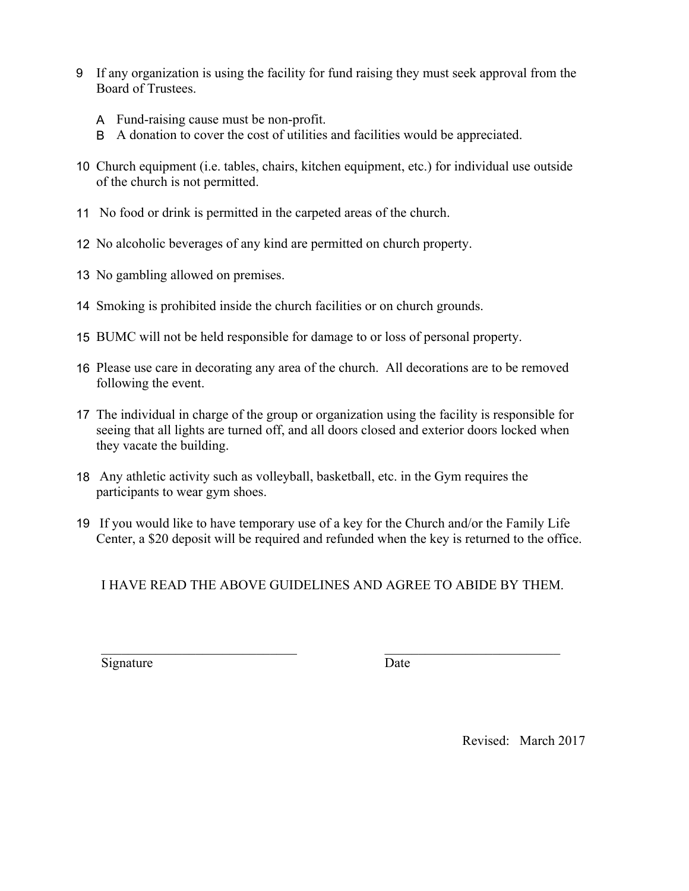9. If any organization is using the facility for fund raising they must seek approval from the Board of Trustees.

   A. Fund-raising cause must be non-profit.
   B. A donation to cover the cost of utilities and facilities would be appreciated.

10. Church equipment (i.e. tables, chairs, kitchen equipment, etc.) for individual use outside of the church is not permitted.

11. No food or drink is permitted in the carpeted areas of the church.

12. No alcoholic beverages of any kind are permitted on church property.

13. No gambling allowed on premises.

14. Smoking is prohibited inside the church facilities or on church grounds.

15. BUMC will not be held responsible for damage to or loss of personal property.

16. Please use care in decorating any area of the church. All decorations are to be removed following the event.

17. The individual in charge of the group or organization using the facility is responsible for seeing that all lights are turned off, and all doors closed and exterior doors locked when they vacate the building.

18. Any athletic activity such as volleyball, basketball, etc. in the Gym requires the participants to wear gym shoes.

19. If you would like to have temporary use of a key for the Church and/or the Family Life Center, a $20 deposit will be required and refunded when the key is returned to the office.

I HAVE READ THE ABOVE GUIDELINES AND AGREE TO ABIDE BY THEM.

______________________________ Signature

___________________________ Date

Revised: March 2017